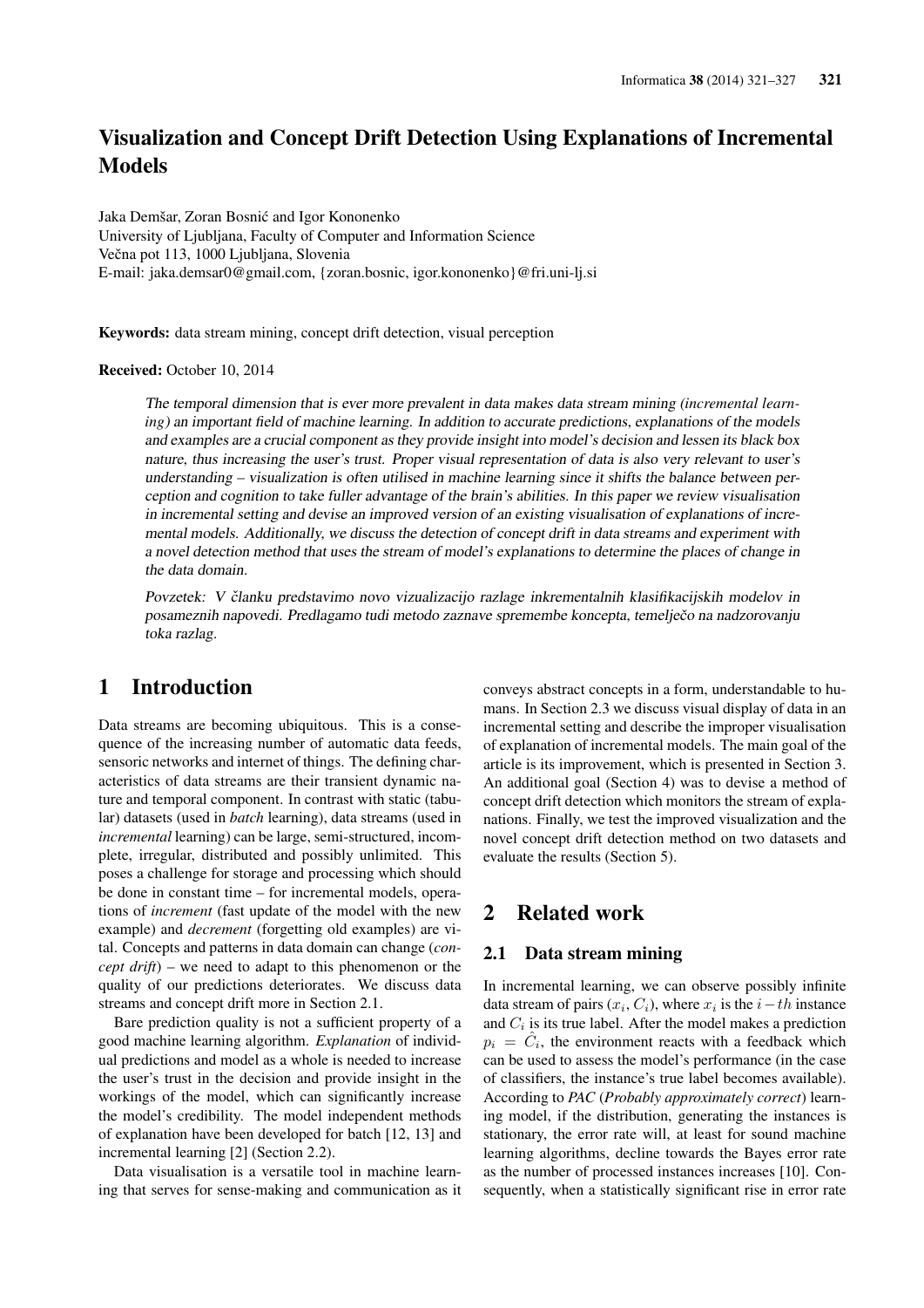# Visualization and Concept Drift Detection Using Explanations of Incremental Models

Jaka Demšar, Zoran Bosnić and Igor Kononenko
University of Ljubljana, Faculty of Computer and Information Science
Večna pot 113, 1000 Ljubljana, Slovenia
E-mail: jaka.demsar0@gmail.com, {zoran.bosnic, igor.kononenko}@fri.uni-lj.si

**Keywords:** data stream mining, concept drift detection, visual perception

**Received:** October 10, 2014

*The temporal dimension that is ever more prevalent in data makes data stream mining (incremental learning) an important field of machine learning. In addition to accurate predictions, explanations of the models and examples are a crucial component as they provide insight into model's decision and lessen its black box nature, thus increasing the user's trust. Proper visual representation of data is also very relevant to user's understanding – visualization is often utilised in machine learning since it shifts the balance between perception and cognition to take fuller advantage of the brain's abilities. In this paper we review visualisation in incremental setting and devise an improved version of an existing visualisation of explanations of incremental models. Additionally, we discuss the detection of concept drift in data streams and experiment with a novel detection method that uses the stream of model's explanations to determine the places of change in the data domain.*

*Povzetek: V članku predstavimo novo vizualizacijo razlage inkrementalnih klasifikacijskih modelov in posameznih napovedi. Predlagamo tudi metodo zaznave spremembe koncepta, temelječo na nadzorovanju toka razlag.*

## 1 Introduction

Data streams are becoming ubiquitous. This is a consequence of the increasing number of automatic data feeds, sensoric networks and internet of things. The defining characteristics of data streams are their transient dynamic nature and temporal component. In contrast with static (tabular) datasets (used in *batch* learning), data streams (used in *incremental* learning) can be large, semi-structured, incomplete, irregular, distributed and possibly unlimited. This poses a challenge for storage and processing which should be done in constant time – for incremental models, operations of *increment* (fast update of the model with the new example) and *decrement* (forgetting old examples) are vital. Concepts and patterns in data domain can change (*concept drift*) – we need to adapt to this phenomenon or the quality of our predictions deteriorates. We discuss data streams and concept drift more in Section 2.1.

Bare prediction quality is not a sufficient property of a good machine learning algorithm. *Explanation* of individual predictions and model as a whole is needed to increase the user's trust in the decision and provide insight in the workings of the model, which can significantly increase the model's credibility. The model independent methods of explanation have been developed for batch [12, 13] and incremental learning [2] (Section 2.2).

Data visualisation is a versatile tool in machine learning that serves for sense-making and communication as it conveys abstract concepts in a form, understandable to humans. In Section 2.3 we discuss visual display of data in an incremental setting and describe the improper visualisation of explanation of incremental models. The main goal of the article is its improvement, which is presented in Section 3. An additional goal (Section 4) was to devise a method of concept drift detection which monitors the stream of explanations. Finally, we test the improved visualization and the novel concept drift detection method on two datasets and evaluate the results (Section 5).

## 2 Related work

### 2.1 Data stream mining

In incremental learning, we can observe possibly infinite data stream of pairs $(x_i, C_i)$, where $x_i$ is the $i-th$ instance and $C_i$ is its true label. After the model makes a prediction $p_i = \hat{C}_i$, the environment reacts with a feedback which can be used to assess the model's performance (in the case of classifiers, the instance's true label becomes available). According to *PAC* (*Probably approximately correct*) learning model, if the distribution, generating the instances is stationary, the error rate will, at least for sound machine learning algorithms, decline towards the Bayes error rate as the number of processed instances increases [10]. Consequently, when a statistically significant rise in error rate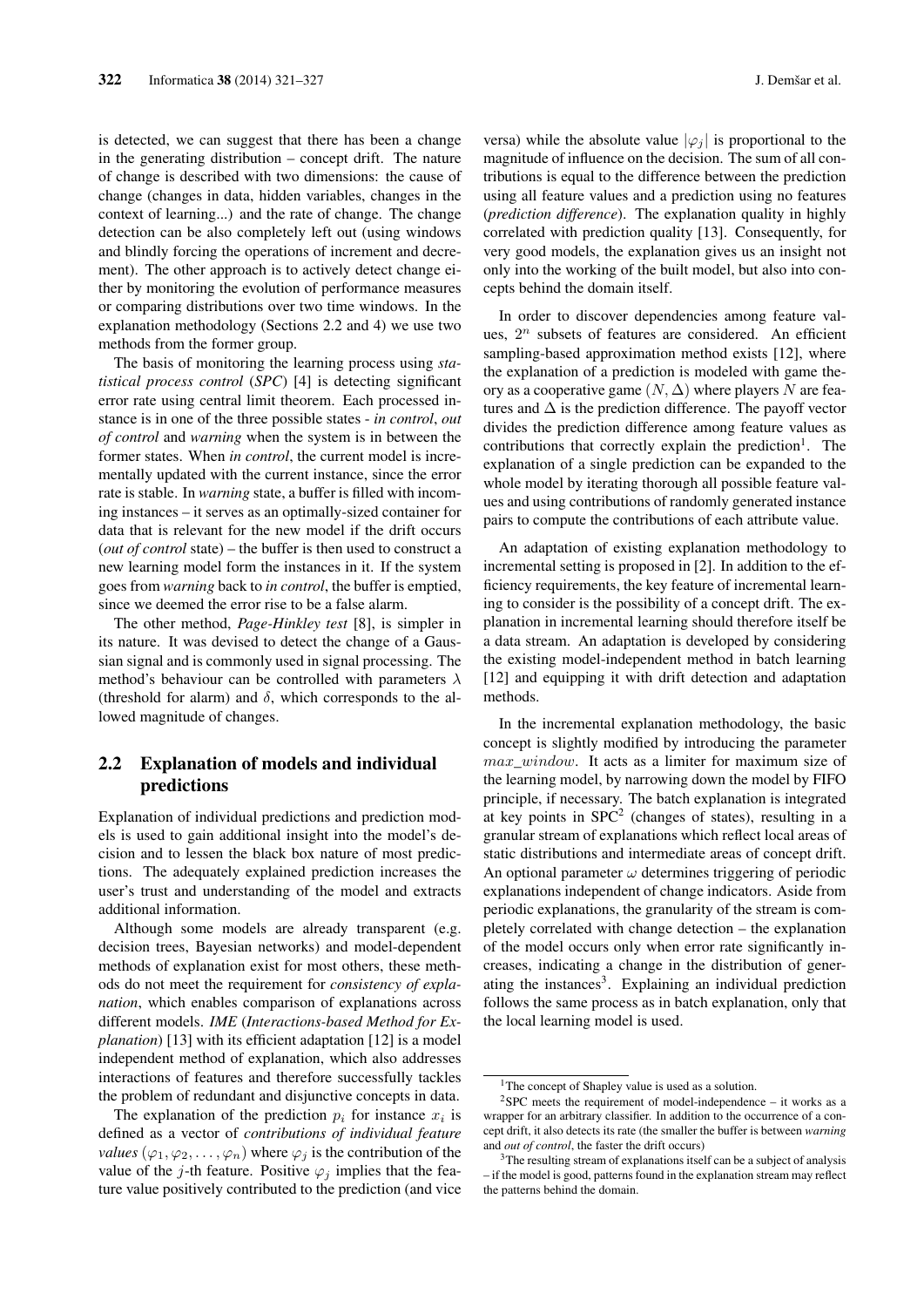is detected, we can suggest that there has been a change in the generating distribution – concept drift. The nature of change is described with two dimensions: the cause of change (changes in data, hidden variables, changes in the context of learning...) and the rate of change. The change detection can be also completely left out (using windows and blindly forcing the operations of increment and decrement). The other approach is to actively detect change either by monitoring the evolution of performance measures or comparing distributions over two time windows. In the explanation methodology (Sections 2.2 and 4) we use two methods from the former group.

The basis of monitoring the learning process using *statistical process control* (*SPC*) [4] is detecting significant error rate using central limit theorem. Each processed instance is in one of the three possible states - *in control*, *out of control* and *warning* when the system is in between the former states. When *in control*, the current model is incrementally updated with the current instance, since the error rate is stable. In *warning* state, a buffer is filled with incoming instances – it serves as an optimally-sized container for data that is relevant for the new model if the drift occurs (*out of control* state) – the buffer is then used to construct a new learning model form the instances in it. If the system goes from *warning* back to *in control*, the buffer is emptied, since we deemed the error rise to be a false alarm.

The other method, *Page-Hinkley test* [8], is simpler in its nature. It was devised to detect the change of a Gaussian signal and is commonly used in signal processing. The method's behaviour can be controlled with parameters $\lambda$ (threshold for alarm) and $\delta$, which corresponds to the allowed magnitude of changes.

## 2.2 Explanation of models and individual predictions

Explanation of individual predictions and prediction models is used to gain additional insight into the model's decision and to lessen the black box nature of most predictions. The adequately explained prediction increases the user's trust and understanding of the model and extracts additional information.

Although some models are already transparent (e.g. decision trees, Bayesian networks) and model-dependent methods of explanation exist for most others, these methods do not meet the requirement for *consistency of explanation*, which enables comparison of explanations across different models. *IME* (*Interactions-based Method for Explanation*) [13] with its efficient adaptation [12] is a model independent method of explanation, which also addresses interactions of features and therefore successfully tackles the problem of redundant and disjunctive concepts in data.

The explanation of the prediction $p_i$ for instance $x_i$ is defined as a vector of *contributions of individual feature values* $(\varphi_1, \varphi_2, \ldots, \varphi_n)$ where $\varphi_j$ is the contribution of the value of the $j$-th feature. Positive $\varphi_j$ implies that the feature value positively contributed to the prediction (and vice versa) while the absolute value $|\varphi_j|$ is proportional to the magnitude of influence on the decision. The sum of all contributions is equal to the difference between the prediction using all feature values and a prediction using no features (*prediction difference*). The explanation quality in highly correlated with prediction quality [13]. Consequently, for very good models, the explanation gives us an insight not only into the working of the built model, but also into concepts behind the domain itself.

In order to discover dependencies among feature values, $2^n$ subsets of features are considered. An efficient sampling-based approximation method exists [12], where the explanation of a prediction is modeled with game theory as a cooperative game $(N, \Delta)$ where players $N$ are features and $\Delta$ is the prediction difference. The payoff vector divides the prediction difference among feature values as contributions that correctly explain the prediction[1]. The explanation of a single prediction can be expanded to the whole model by iterating thorough all possible feature values and using contributions of randomly generated instance pairs to compute the contributions of each attribute value.

An adaptation of existing explanation methodology to incremental setting is proposed in [2]. In addition to the efficiency requirements, the key feature of incremental learning to consider is the possibility of a concept drift. The explanation in incremental learning should therefore itself be a data stream. An adaptation is developed by considering the existing model-independent method in batch learning [12] and equipping it with drift detection and adaptation methods.

In the incremental explanation methodology, the basic concept is slightly modified by introducing the parameter $max\_window$. It acts as a limiter for maximum size of the learning model, by narrowing down the model by FIFO principle, if necessary. The batch explanation is integrated at key points in SPC[2] (changes of states), resulting in a granular stream of explanations which reflect local areas of static distributions and intermediate areas of concept drift. An optional parameter $\omega$ determines triggering of periodic explanations independent of change indicators. Aside from periodic explanations, the granularity of the stream is completely correlated with change detection – the explanation of the model occurs only when error rate significantly increases, indicating a change in the distribution of generating the instances[3]. Explaining an individual prediction follows the same process as in batch explanation, only that the local learning model is used.

[1] The concept of Shapley value is used as a solution.

[2] SPC meets the requirement of model-independence – it works as a wrapper for an arbitrary classifier. In addition to the occurrence of a concept drift, it also detects its rate (the smaller the buffer is between *warning* and *out of control*, the faster the drift occurs)

[3] The resulting stream of explanations itself can be a subject of analysis – if the model is good, patterns found in the explanation stream may reflect the patterns behind the domain.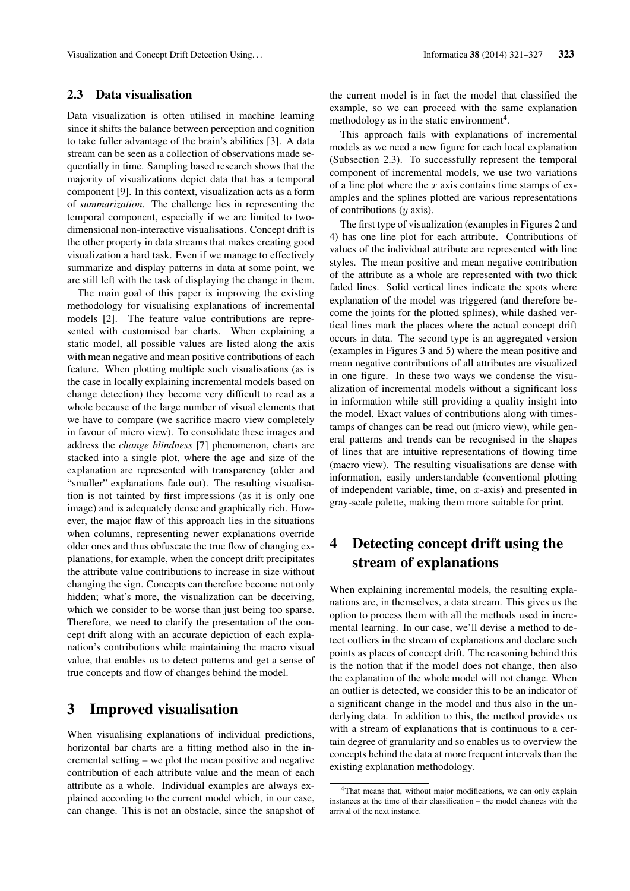### 2.3 Data visualisation

Data visualization is often utilised in machine learning since it shifts the balance between perception and cognition to take fuller advantage of the brain's abilities [3]. A data stream can be seen as a collection of observations made sequentially in time. Sampling based research shows that the majority of visualizations depict data that has a temporal component [9]. In this context, visualization acts as a form of *summarization*. The challenge lies in representing the temporal component, especially if we are limited to two-dimensional non-interactive visualisations. Concept drift is the other property in data streams that makes creating good visualization a hard task. Even if we manage to effectively summarize and display patterns in data at some point, we are still left with the task of displaying the change in them.

The main goal of this paper is improving the existing methodology for visualising explanations of incremental models [2]. The feature value contributions are represented with customised bar charts. When explaining a static model, all possible values are listed along the axis with mean negative and mean positive contributions of each feature. When plotting multiple such visualisations (as is the case in locally explaining incremental models based on change detection) they become very difficult to read as a whole because of the large number of visual elements that we have to compare (we sacrifice macro view completely in favour of micro view). To consolidate these images and address the *change blindness* [7] phenomenon, charts are stacked into a single plot, where the age and size of the explanation are represented with transparency (older and "smaller" explanations fade out). The resulting visualisation is not tainted by first impressions (as it is only one image) and is adequately dense and graphically rich. However, the major flaw of this approach lies in the situations when columns, representing newer explanations override older ones and thus obfuscate the true flow of changing explanations, for example, when the concept drift precipitates the attribute value contributions to increase in size without changing the sign. Concepts can therefore become not only hidden; what's more, the visualization can be deceiving, which we consider to be worse than just being too sparse. Therefore, we need to clarify the presentation of the concept drift along with an accurate depiction of each explanation's contributions while maintaining the macro visual value, that enables us to detect patterns and get a sense of true concepts and flow of changes behind the model.

## 3 Improved visualisation

When visualising explanations of individual predictions, horizontal bar charts are a fitting method also in the incremental setting – we plot the mean positive and negative contribution of each attribute value and the mean of each attribute as a whole. Individual examples are always explained according to the current model which, in our case, can change. This is not an obstacle, since the snapshot of the current model is in fact the model that classified the example, so we can proceed with the same explanation methodology as in the static environment[4].

This approach fails with explanations of incremental models as we need a new figure for each local explanation (Subsection 2.3). To successfully represent the temporal component of incremental models, we use two variations of a line plot where the $x$ axis contains time stamps of examples and the splines plotted are various representations of contributions ($y$ axis).

The first type of visualization (examples in Figures 2 and 4) has one line plot for each attribute. Contributions of values of the individual attribute are represented with line styles. The mean positive and mean negative contribution of the attribute as a whole are represented with two thick faded lines. Solid vertical lines indicate the spots where explanation of the model was triggered (and therefore become the joints for the plotted splines), while dashed vertical lines mark the places where the actual concept drift occurs in data. The second type is an aggregated version (examples in Figures 3 and 5) where the mean positive and mean negative contributions of all attributes are visualized in one figure. In these two ways we condense the visualization of incremental models without a significant loss in information while still providing a quality insight into the model. Exact values of contributions along with timestamps of changes can be read out (micro view), while general patterns and trends can be recognised in the shapes of lines that are intuitive representations of flowing time (macro view). The resulting visualisations are dense with information, easily understandable (conventional plotting of independent variable, time, on $x$-axis) and presented in gray-scale palette, making them more suitable for print.

## 4 Detecting concept drift using the stream of explanations

When explaining incremental models, the resulting explanations are, in themselves, a data stream. This gives us the option to process them with all the methods used in incremental learning. In our case, we'll devise a method to detect outliers in the stream of explanations and declare such points as places of concept drift. The reasoning behind this is the notion that if the model does not change, then also the explanation of the whole model will not change. When an outlier is detected, we consider this to be an indicator of a significant change in the model and thus also in the underlying data. In addition to this, the method provides us with a stream of explanations that is continuous to a certain degree of granularity and so enables us to overview the concepts behind the data at more frequent intervals than the existing explanation methodology.

[4] That means that, without major modifications, we can only explain instances at the time of their classification – the model changes with the arrival of the next instance.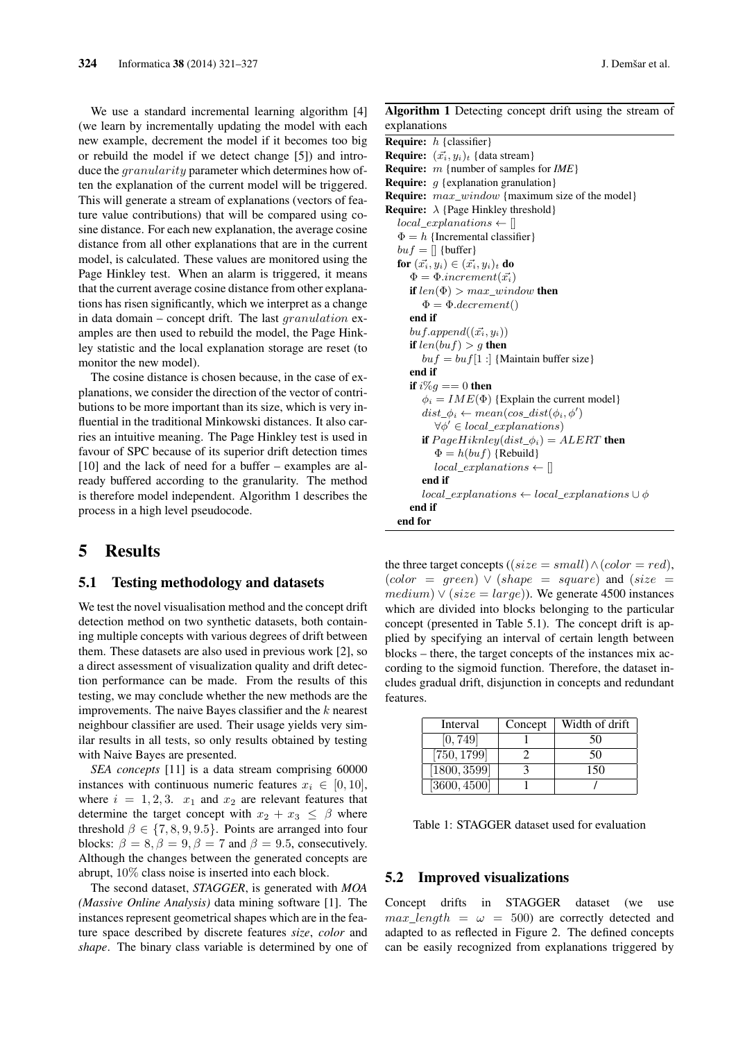We use a standard incremental learning algorithm [4] (we learn by incrementally updating the model with each new example, decrement the model if it becomes too big or rebuild the model if we detect change [5]) and introduce the $granularity$ parameter which determines how often the explanation of the current model will be triggered. This will generate a stream of explanations (vectors of feature value contributions) that will be compared using cosine distance. For each new explanation, the average cosine distance from all other explanations that are in the current model, is calculated. These values are monitored using the Page Hinkley test. When an alarm is triggered, it means that the current average cosine distance from other explanations has risen significantly, which we interpret as a change in data domain – concept drift. The last $granulation$ examples are then used to rebuild the model, the Page Hinkley statistic and the local explanation storage are reset (to monitor the new model).

The cosine distance is chosen because, in the case of explanations, we consider the direction of the vector of contributions to be more important than its size, which is very influential in the traditional Minkowski distances. It also carries an intuitive meaning. The Page Hinkley test is used in favour of SPC because of its superior drift detection times [10] and the lack of need for a buffer – examples are already buffered according to the granularity. The method is therefore model independent. Algorithm 1 describes the process in a high level pseudocode.

**Algorithm 1** Detecting concept drift using the stream of explanations

```
Require: h {classifier}
Require: (x⃗_i, y_i)_t {data stream}
Require: m {number of samples for IME}
Require: g {explanation granulation}
Require: max_window {maximum size of the model}
Require: λ {Page Hinkley threshold}
  local_explanations ← []
  Φ = h {Incremental classifier}
  buf = [] {buffer}
  for (x⃗_i, y_i) ∈ (x⃗_i, y_i)_t do
    Φ = Φ.increment(x⃗_i)
    if len(Φ) > max_window then
      Φ = Φ.decrement()
    end if
    buf.append((x⃗_i, y_i))
    if len(buf) > g then
      buf = buf[1 :] {Maintain buffer size}
    end if
    if i%g == 0 then
      φ_i = IME(Φ) {Explain the current model}
      dist_φ_i ← mean(cos_dist(φ_i, φ')
        ∀φ' ∈ local_explanations)
      if PageHiknley(dist_φ_i) = ALERT then
        Φ = h(buf) {Rebuild}
        local_explanations ← []
      end if
      local_explanations ← local_explanations ∪ φ
    end if
  end for
```

## 5 Results

### 5.1 Testing methodology and datasets

We test the novel visualisation method and the concept drift detection method on two synthetic datasets, both containing multiple concepts with various degrees of drift between them. These datasets are also used in previous work [2], so a direct assessment of visualization quality and drift detection performance can be made. From the results of this testing, we may conclude whether the new methods are the improvements. The naive Bayes classifier and the $k$ nearest neighbour classifier are used. Their usage yields very similar results in all tests, so only results obtained by testing with Naive Bayes are presented.

*SEA concepts* [11] is a data stream comprising 60000 instances with continuous numeric features $x_i \in [0, 10]$, where $i = 1, 2, 3$. $x_1$ and $x_2$ are relevant features that determine the target concept with $x_2 + x_3 \leq \beta$ where threshold $\beta \in \{7, 8, 9, 9.5\}$. Points are arranged into four blocks: $\beta = 8, \beta = 9, \beta = 7$ and $\beta = 9.5$, consecutively. Although the changes between the generated concepts are abrupt, $10\%$ class noise is inserted into each block.

The second dataset, ***STAGGER***, is generated with ***MOA (Massive Online Analysis)*** data mining software [1]. The instances represent geometrical shapes which are in the feature space described by discrete features *size*, *color* and *shape*. The binary class variable is determined by one of the three target concepts ($(size = small) \wedge (color = red)$, $(color = green) \vee (shape = square)$ and $(size = medium) \vee (size = large)$). We generate 4500 instances which are divided into blocks belonging to the particular concept (presented in Table 5.1). The concept drift is applied by specifying an interval of certain length between blocks – there, the target concepts of the instances mix according to the sigmoid function. Therefore, the dataset includes gradual drift, disjunction in concepts and redundant features.

| Interval | Concept | Width of drift |
|---|---|---|
| $[0, 749]$ | 1 | 50 |
| $[750, 1799]$ | 2 | 50 |
| $[1800, 3599]$ | 3 | 150 |
| $[3600, 4500]$ | 1 | / |

Table 1: STAGGER dataset used for evaluation

### 5.2 Improved visualizations

Concept drifts in STAGGER dataset (we use $max\_length = \omega = 500$) are correctly detected and adapted to as reflected in Figure 2. The defined concepts can be easily recognized from explanations triggered by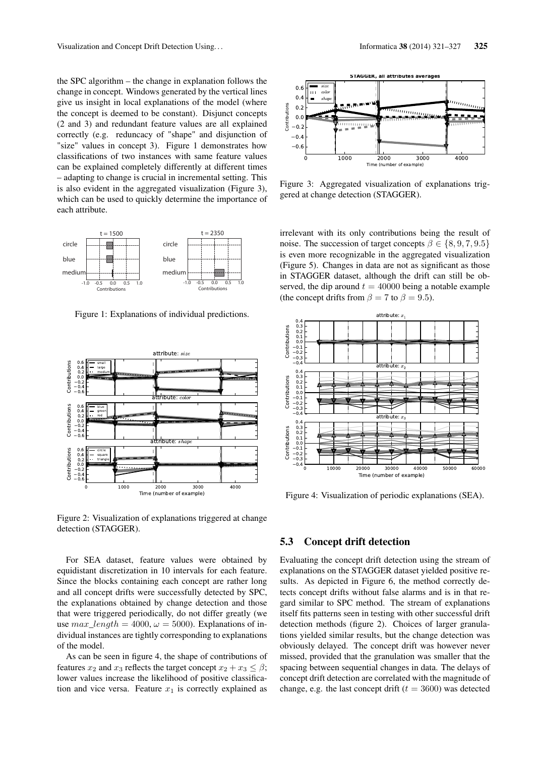the SPC algorithm – the change in explanation follows the change in concept. Windows generated by the vertical lines give us insight in local explanations of the model (where the concept is deemed to be constant). Disjunct concepts (2 and 3) and redundant feature values are all explained correctly (e.g. reduncacy of "shape" and disjunction of "size" values in concept 3). Figure 1 demonstrates how classifications of two instances with same feature values can be explained completely differently at different times – adapting to change is crucial in incremental setting. This is also evident in the aggregated visualization (Figure 3), which can be used to quickly determine the importance of each attribute.

Figure 1: Explanations of individual predictions.

Figure 2: Visualization of explanations triggered at change detection (STAGGER).

For SEA dataset, feature values were obtained by equidistant discretization in 10 intervals for each feature. Since the blocks containing each concept are rather long and all concept drifts were successfully detected by SPC, the explanations obtained by change detection and those that were triggered periodically, do not differ greatly (we use $max\_length = 4000$, $\omega = 5000$). Explanations of individual instances are tightly corresponding to explanations of the model.

As can be seen in figure 4, the shape of contributions of features $x_2$ and $x_3$ reflects the target concept $x_2 + x_3 \leq \beta$; lower values increase the likelihood of positive classification and vice versa. Feature $x_1$ is correctly explained as irrelevant with its only contributions being the result of noise. The succession of target concepts $\beta \in \{8, 9, 7, 9.5\}$ is even more recognizable in the aggregated visualization (Figure 5). Changes in data are not as significant as those in STAGGER dataset, although the drift can still be observed, the dip around $t = 40000$ being a notable example (the concept drifts from $\beta = 7$ to $\beta = 9.5$).

Figure 3: Aggregated visualization of explanations triggered at change detection (STAGGER).

Figure 4: Visualization of periodic explanations (SEA).

## 5.3 Concept drift detection

Evaluating the concept drift detection using the stream of explanations on the STAGGER dataset yielded positive results. As depicted in Figure 6, the method correctly detects concept drifts without false alarms and is in that regard similar to SPC method. The stream of explanations itself fits patterns seen in testing with other successful drift detection methods (figure 2). Choices of larger granulations yielded similar results, but the change detection was obviously delayed. The concept drift was however never missed, provided that the granulation was smaller that the spacing between sequential changes in data. The delays of concept drift detection are correlated with the magnitude of change, e.g. the last concept drift ($t = 3600$) was detected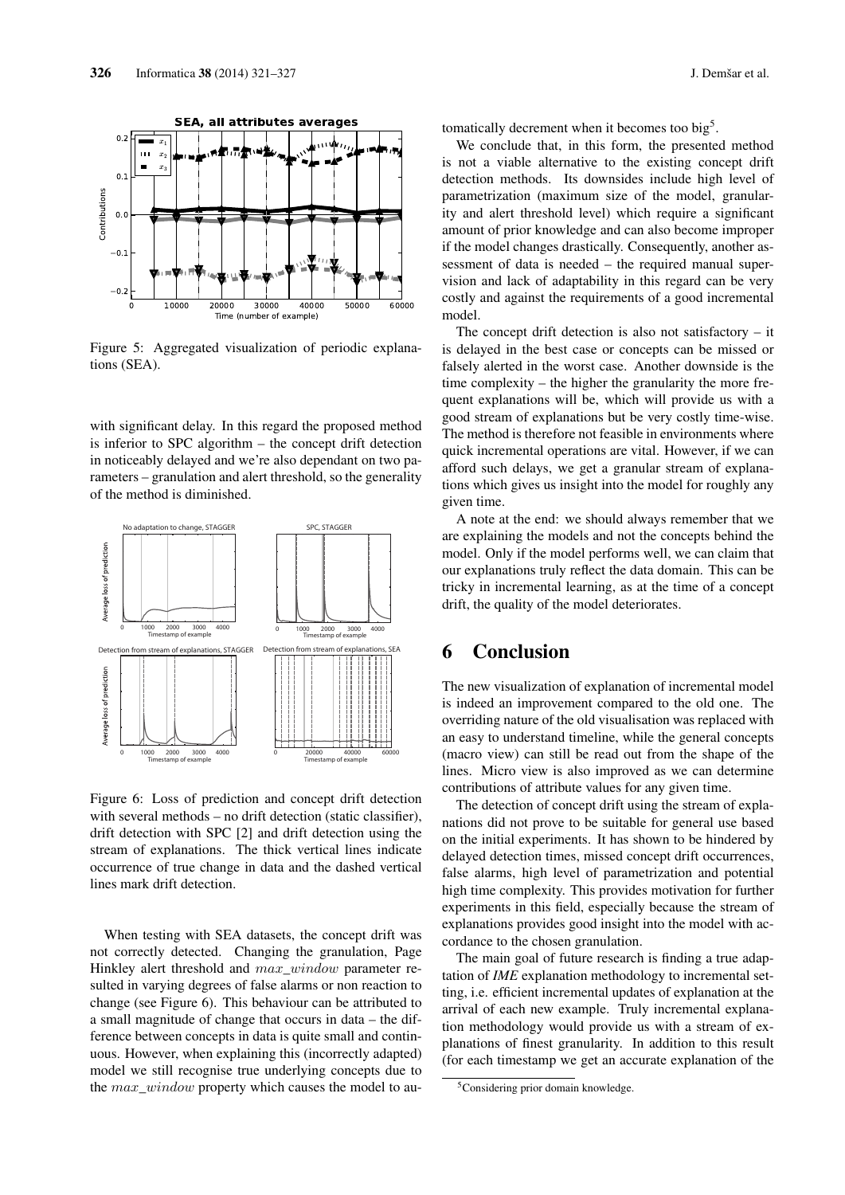Figure 5: Aggregated visualization of periodic explanations (SEA).

with significant delay. In this regard the proposed method is inferior to SPC algorithm – the concept drift detection in noticeably delayed and we're also dependant on two parameters – granulation and alert threshold, so the generality of the method is diminished.

Figure 6: Loss of prediction and concept drift detection with several methods – no drift detection (static classifier), drift detection with SPC [2] and drift detection using the stream of explanations. The thick vertical lines indicate occurrence of true change in data and the dashed vertical lines mark drift detection.

When testing with SEA datasets, the concept drift was not correctly detected. Changing the granulation, Page Hinkley alert threshold and $max\_window$ parameter resulted in varying degrees of false alarms or non reaction to change (see Figure 6). This behaviour can be attributed to a small magnitude of change that occurs in data – the difference between concepts in data is quite small and continuous. However, when explaining this (incorrectly adapted) model we still recognise true underlying concepts due to the $max\_window$ property which causes the model to automatically decrement when it becomes too big[5].

We conclude that, in this form, the presented method is not a viable alternative to the existing concept drift detection methods. Its downsides include high level of parametrization (maximum size of the model, granularity and alert threshold level) which require a significant amount of prior knowledge and can also become improper if the model changes drastically. Consequently, another assessment of data is needed – the required manual supervision and lack of adaptability in this regard can be very costly and against the requirements of a good incremental model.

The concept drift detection is also not satisfactory – it is delayed in the best case or concepts can be missed or falsely alerted in the worst case. Another downside is the time complexity – the higher the granularity the more frequent explanations will be, which will provide us with a good stream of explanations but be very costly time-wise. The method is therefore not feasible in environments where quick incremental operations are vital. However, if we can afford such delays, we get a granular stream of explanations which gives us insight into the model for roughly any given time.

A note at the end: we should always remember that we are explaining the models and not the concepts behind the model. Only if the model performs well, we can claim that our explanations truly reflect the data domain. This can be tricky in incremental learning, as at the time of a concept drift, the quality of the model deteriorates.

# 6 Conclusion

The new visualization of explanation of incremental model is indeed an improvement compared to the old one. The overriding nature of the old visualisation was replaced with an easy to understand timeline, while the general concepts (macro view) can still be read out from the shape of the lines. Micro view is also improved as we can determine contributions of attribute values for any given time.

The detection of concept drift using the stream of explanations did not prove to be suitable for general use based on the initial experiments. It has shown to be hindered by delayed detection times, missed concept drift occurrences, false alarms, high level of parametrization and potential high time complexity. This provides motivation for further experiments in this field, especially because the stream of explanations provides good insight into the model with accordance to the chosen granulation.

The main goal of future research is finding a true adaptation of *IME* explanation methodology to incremental setting, i.e. efficient incremental updates of explanation at the arrival of each new example. Truly incremental explanation methodology would provide us with a stream of explanations of finest granularity. In addition to this result (for each timestamp we get an accurate explanation of the

[5] Considering prior domain knowledge.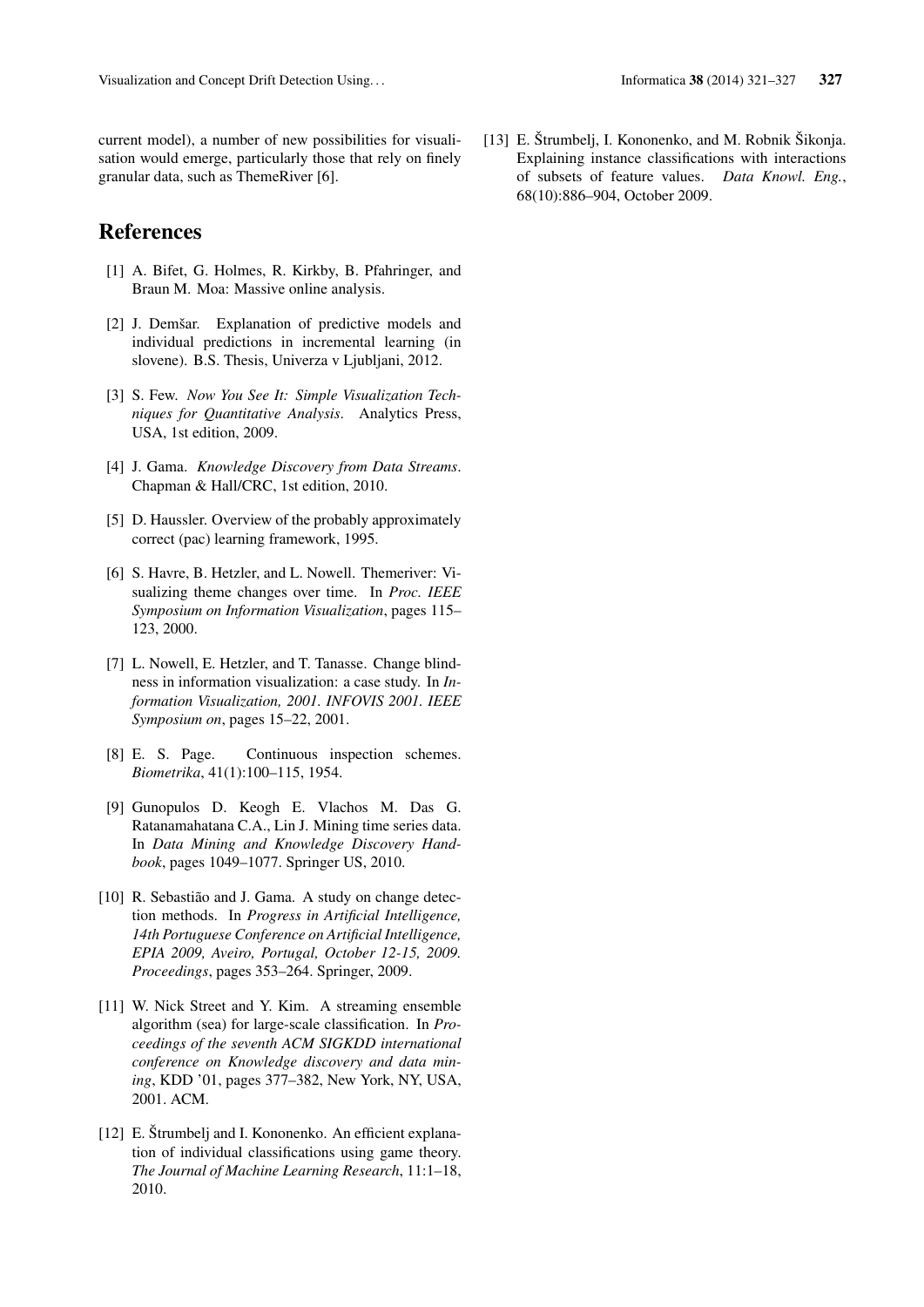current model), a number of new possibilities for visualisation would emerge, particularly those that rely on finely granular data, such as ThemeRiver [6].

## References

[1] A. Bifet, G. Holmes, R. Kirkby, B. Pfahringer, and Braun M. Moa: Massive online analysis.

[2] J. Demšar. Explanation of predictive models and individual predictions in incremental learning (in slovene). B.S. Thesis, Univerza v Ljubljani, 2012.

[3] S. Few. *Now You See It: Simple Visualization Techniques for Quantitative Analysis*. Analytics Press, USA, 1st edition, 2009.

[4] J. Gama. *Knowledge Discovery from Data Streams*. Chapman & Hall/CRC, 1st edition, 2010.

[5] D. Haussler. Overview of the probably approximately correct (pac) learning framework, 1995.

[6] S. Havre, B. Hetzler, and L. Nowell. Themeriver: Visualizing theme changes over time. In *Proc. IEEE Symposium on Information Visualization*, pages 115–123, 2000.

[7] L. Nowell, E. Hetzler, and T. Tanasse. Change blindness in information visualization: a case study. In *Information Visualization, 2001. INFOVIS 2001. IEEE Symposium on*, pages 15–22, 2001.

[8] E. S. Page. Continuous inspection schemes. *Biometrika*, 41(1):100–115, 1954.

[9] Gunopulos D. Keogh E. Vlachos M. Das G. Ratanamahatana C.A., Lin J. Mining time series data. In *Data Mining and Knowledge Discovery Handbook*, pages 1049–1077. Springer US, 2010.

[10] R. Sebastião and J. Gama. A study on change detection methods. In *Progress in Artificial Intelligence, 14th Portuguese Conference on Artificial Intelligence, EPIA 2009, Aveiro, Portugal, October 12-15, 2009. Proceedings*, pages 353–264. Springer, 2009.

[11] W. Nick Street and Y. Kim. A streaming ensemble algorithm (sea) for large-scale classification. In *Proceedings of the seventh ACM SIGKDD international conference on Knowledge discovery and data mining*, KDD '01, pages 377–382, New York, NY, USA, 2001. ACM.

[12] E. Štrumbelj and I. Kononenko. An efficient explanation of individual classifications using game theory. *The Journal of Machine Learning Research*, 11:1–18, 2010.

[13] E. Štrumbelj, I. Kononenko, and M. Robnik Šikonja. Explaining instance classifications with interactions of subsets of feature values. *Data Knowl. Eng.*, 68(10):886–904, October 2009.